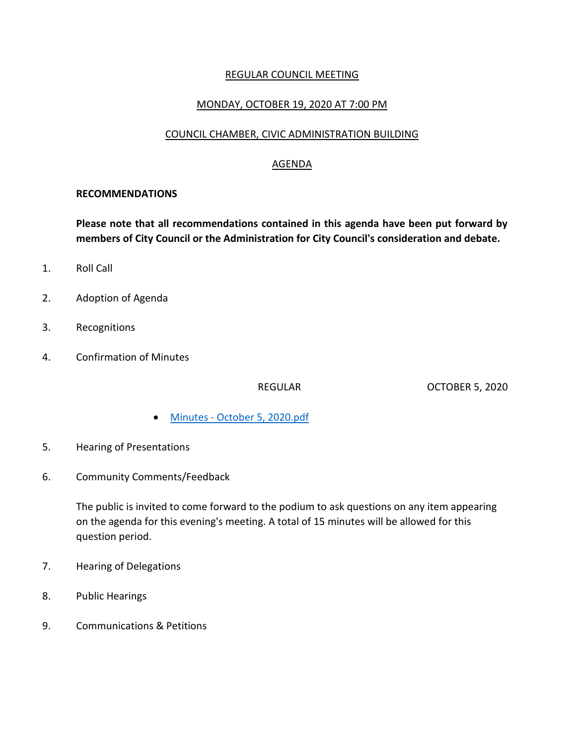REGULAR COUNCIL MEETING

MONDAY, OCTOBER 19, 2020 AT 7:00 PM

COUNCIL CHAMBER, CIVIC ADMINISTRATION BUILDING

AGENDA

**RECOMMENDATIONS**

**Please note that all recommendations contained in this agenda have been put forward by members of City Council or the Administration for City Council's consideration and debate.**

1. Roll Call
2. Adoption of Agenda
3. Recognitions
4. Confirmation of Minutes

   REGULAR OCTOBER 5, 2020

   - Minutes - October 5, 2020.pdf

5. Hearing of Presentations
6. Community Comments/Feedback

   The public is invited to come forward to the podium to ask questions on any item appearing on the agenda for this evening's meeting. A total of 15 minutes will be allowed for this question period.

7. Hearing of Delegations
8. Public Hearings
9. Communications & Petitions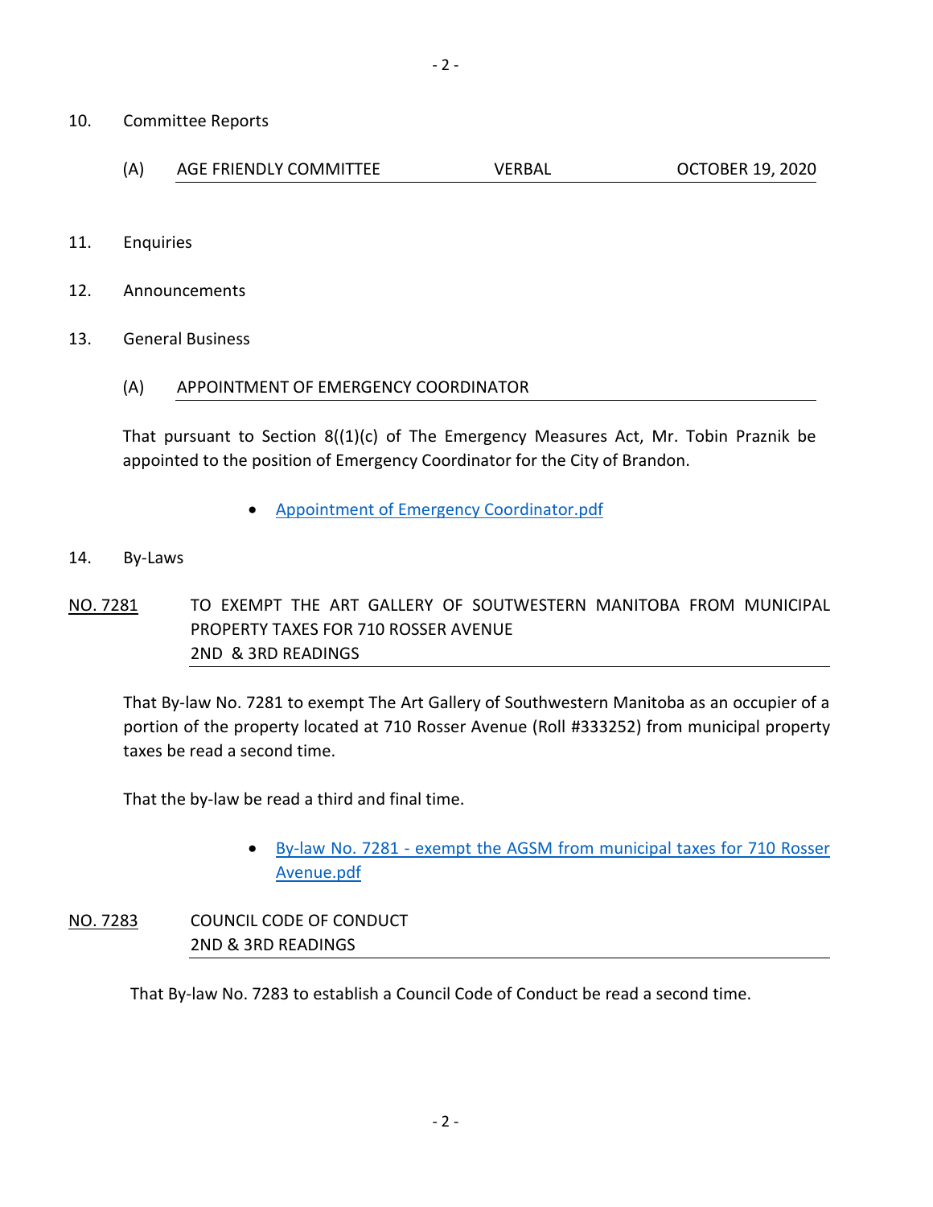10. Committee Reports

    (A) AGE FRIENDLY COMMITTEE — VERBAL — OCTOBER 19, 2020

11. Enquiries

12. Announcements

13. General Business

    (A) APPOINTMENT OF EMERGENCY COORDINATOR

    That pursuant to Section 8((1)(c) of The Emergency Measures Act, Mr. Tobin Praznik be appointed to the position of Emergency Coordinator for the City of Brandon.

    - Appointment of Emergency Coordinator.pdf

14. By-Laws

NO. 7281 — TO EXEMPT THE ART GALLERY OF SOUTWESTERN MANITOBA FROM MUNICIPAL PROPERTY TAXES FOR 710 ROSSER AVENUE
2ND & 3RD READINGS

That By-law No. 7281 to exempt The Art Gallery of Southwestern Manitoba as an occupier of a portion of the property located at 710 Rosser Avenue (Roll #333252) from municipal property taxes be read a second time.

That the by-law be read a third and final time.

- By-law No. 7281 - exempt the AGSM from municipal taxes for 710 Rosser Avenue.pdf

NO. 7283 — COUNCIL CODE OF CONDUCT
2ND & 3RD READINGS

That By-law No. 7283 to establish a Council Code of Conduct be read a second time.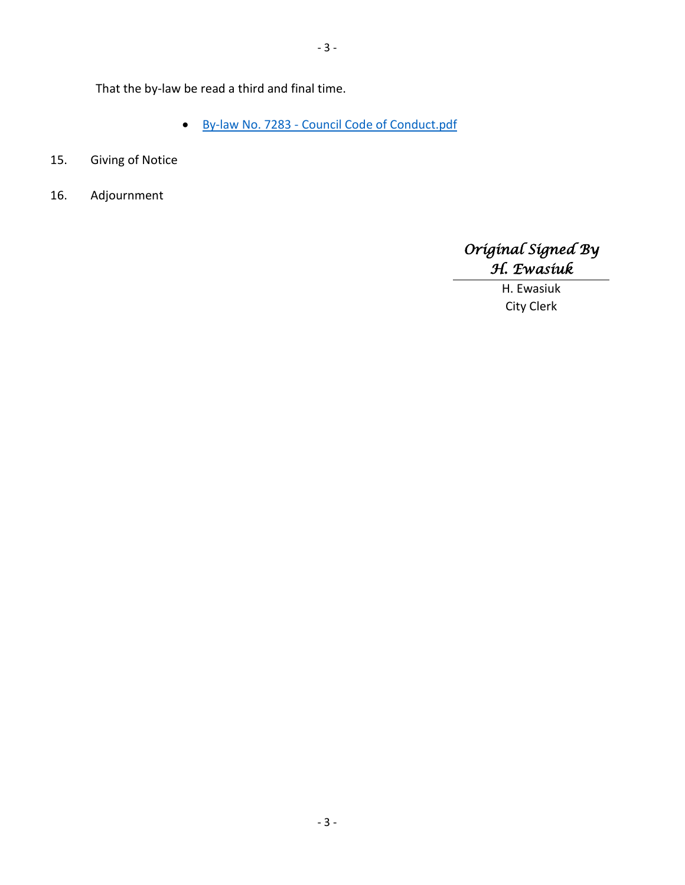That the by-law be read a third and final time.

- By-law No. 7283 - Council Code of Conduct.pdf

15. Giving of Notice

16. Adjournment

*Original Signed By*
*H. Ewasiuk*

H. Ewasiuk
City Clerk